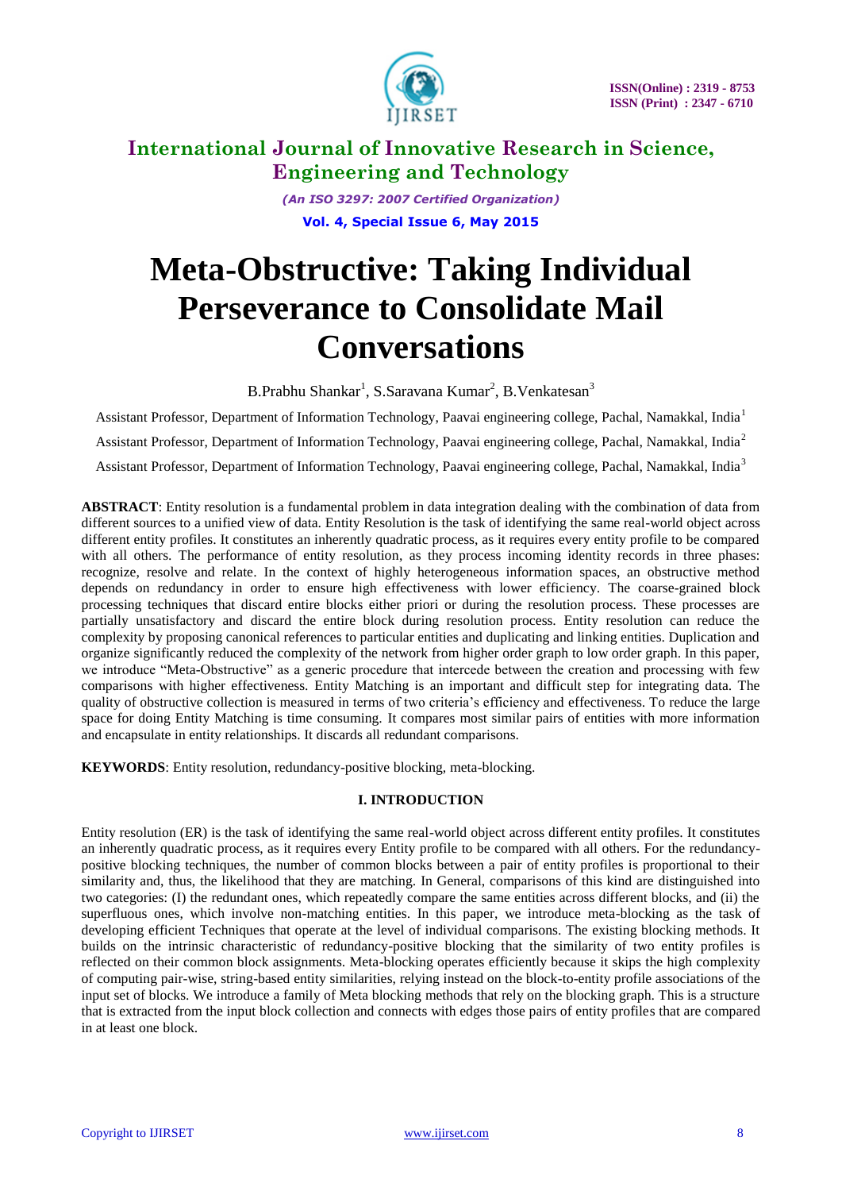# International Journal of Innovative Research in Science, Engineering and Technology

*(An ISO 3297: 2007 Certified Organization)*

**Vol. 4, Special Issue 6, May 2015**

# Meta-Obstructive: Taking Individual Perseverance to Consolidate Mail Conversations

B.Prabhu Shankar[1], S.Saravana Kumar[2], B.Venkatesan[3]

Assistant Professor, Department of Information Technology, Paavai engineering college, Pachal, Namakkal, India[1]

Assistant Professor, Department of Information Technology, Paavai engineering college, Pachal, Namakkal, India[2]

Assistant Professor, Department of Information Technology, Paavai engineering college, Pachal, Namakkal, India[3]

**ABSTRACT**: Entity resolution is a fundamental problem in data integration dealing with the combination of data from different sources to a unified view of data. Entity Resolution is the task of identifying the same real-world object across different entity profiles. It constitutes an inherently quadratic process, as it requires every entity profile to be compared with all others. The performance of entity resolution, as they process incoming identity records in three phases: recognize, resolve and relate. In the context of highly heterogeneous information spaces, an obstructive method depends on redundancy in order to ensure high effectiveness with lower efficiency. The coarse-grained block processing techniques that discard entire blocks either priori or during the resolution process. These processes are partially unsatisfactory and discard the entire block during resolution process. Entity resolution can reduce the complexity by proposing canonical references to particular entities and duplicating and linking entities. Duplication and organize significantly reduced the complexity of the network from higher order graph to low order graph. In this paper, we introduce "Meta-Obstructive" as a generic procedure that intercede between the creation and processing with few comparisons with higher effectiveness. Entity Matching is an important and difficult step for integrating data. The quality of obstructive collection is measured in terms of two criteria's efficiency and effectiveness. To reduce the large space for doing Entity Matching is time consuming. It compares most similar pairs of entities with more information and encapsulate in entity relationships. It discards all redundant comparisons.

**KEYWORDS**: Entity resolution, redundancy-positive blocking, meta-blocking.

## I. INTRODUCTION

Entity resolution (ER) is the task of identifying the same real-world object across different entity profiles. It constitutes an inherently quadratic process, as it requires every Entity profile to be compared with all others. For the redundancy-positive blocking techniques, the number of common blocks between a pair of entity profiles is proportional to their similarity and, thus, the likelihood that they are matching. In General, comparisons of this kind are distinguished into two categories: (I) the redundant ones, which repeatedly compare the same entities across different blocks, and (ii) the superfluous ones, which involve non-matching entities. In this paper, we introduce meta-blocking as the task of developing efficient Techniques that operate at the level of individual comparisons. The existing blocking methods. It builds on the intrinsic characteristic of redundancy-positive blocking that the similarity of two entity profiles is reflected on their common block assignments. Meta-blocking operates efficiently because it skips the high complexity of computing pair-wise, string-based entity similarities, relying instead on the block-to-entity profile associations of the input set of blocks. We introduce a family of Meta blocking methods that rely on the blocking graph. This is a structure that is extracted from the input block collection and connects with edges those pairs of entity profiles that are compared in at least one block.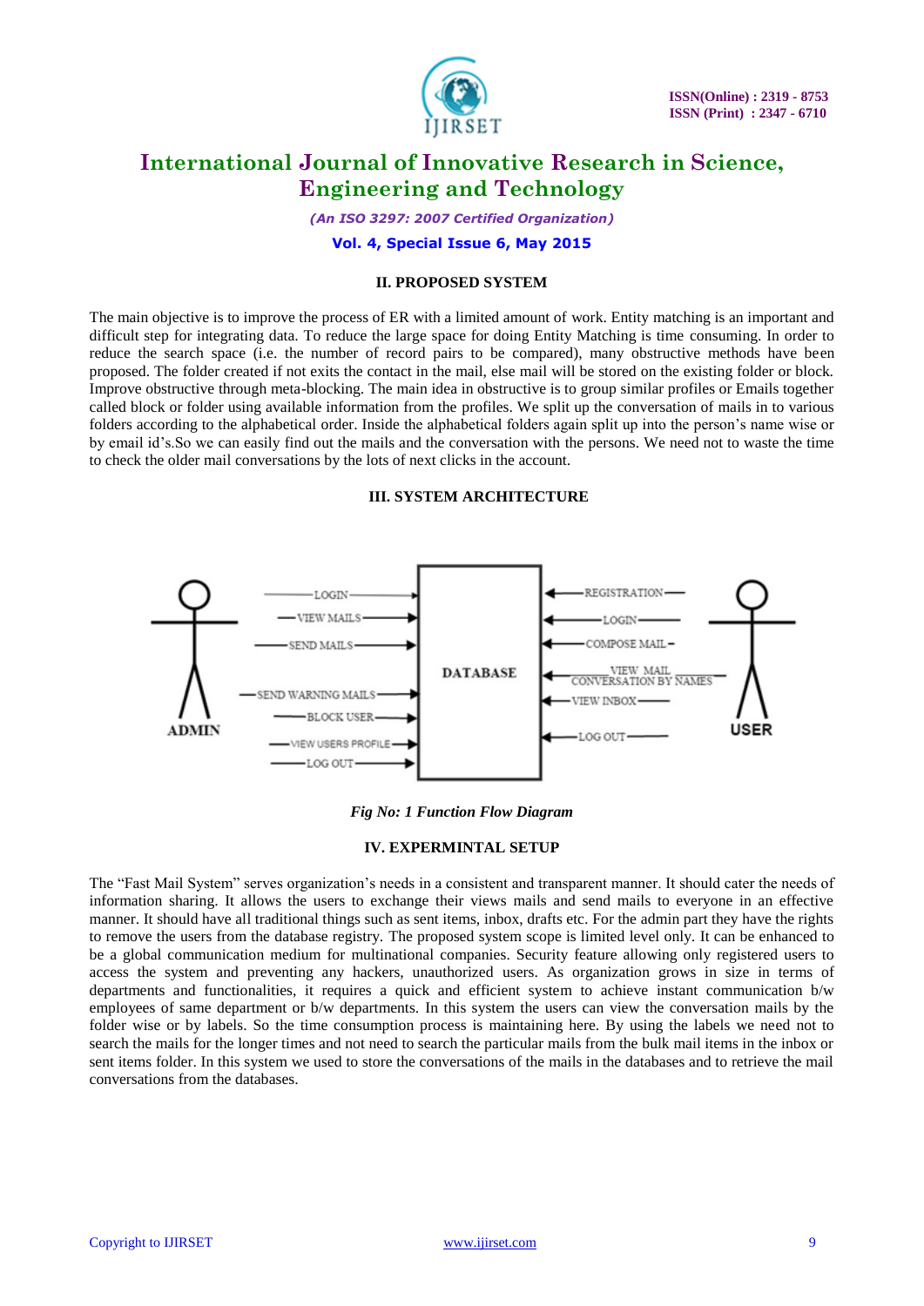## II. PROPOSED SYSTEM

The main objective is to improve the process of ER with a limited amount of work. Entity matching is an important and difficult step for integrating data. To reduce the large space for doing Entity Matching is time consuming. In order to reduce the search space (i.e. the number of record pairs to be compared), many obstructive methods have been proposed. The folder created if not exits the contact in the mail, else mail will be stored on the existing folder or block. Improve obstructive through meta-blocking. The main idea in obstructive is to group similar profiles or Emails together called block or folder using available information from the profiles. We split up the conversation of mails in to various folders according to the alphabetical order. Inside the alphabetical folders again split up into the person's name wise or by email id's.So we can easily find out the mails and the conversation with the persons. We need not to waste the time to check the older mail conversations by the lots of next clicks in the account.

## III. SYSTEM ARCHITECTURE

ADMIN: LOGIN, VIEW MAILS, SEND MAILS, SEND WARNING MAILS, BLOCK USER, VIEW USERS PROFILE, LOG OUT → DATABASE

USER: REGISTRATION, LOGIN, COMPOSE MAIL, VIEW MAIL CONVERSATION BY NAMES, VIEW INBOX, LOG OUT → DATABASE

*Fig No: 1 Function Flow Diagram*

## IV. EXPERMINTAL SETUP

The "Fast Mail System" serves organization's needs in a consistent and transparent manner. It should cater the needs of information sharing. It allows the users to exchange their views mails and send mails to everyone in an effective manner. It should have all traditional things such as sent items, inbox, drafts etc. For the admin part they have the rights to remove the users from the database registry. The proposed system scope is limited level only. It can be enhanced to be a global communication medium for multinational companies. Security feature allowing only registered users to access the system and preventing any hackers, unauthorized users. As organization grows in size in terms of departments and functionalities, it requires a quick and efficient system to achieve instant communication b/w employees of same department or b/w departments. In this system the users can view the conversation mails by the folder wise or by labels. So the time consumption process is maintaining here. By using the labels we need not to search the mails for the longer times and not need to search the particular mails from the bulk mail items in the inbox or sent items folder. In this system we used to store the conversations of the mails in the databases and to retrieve the mail conversations from the databases.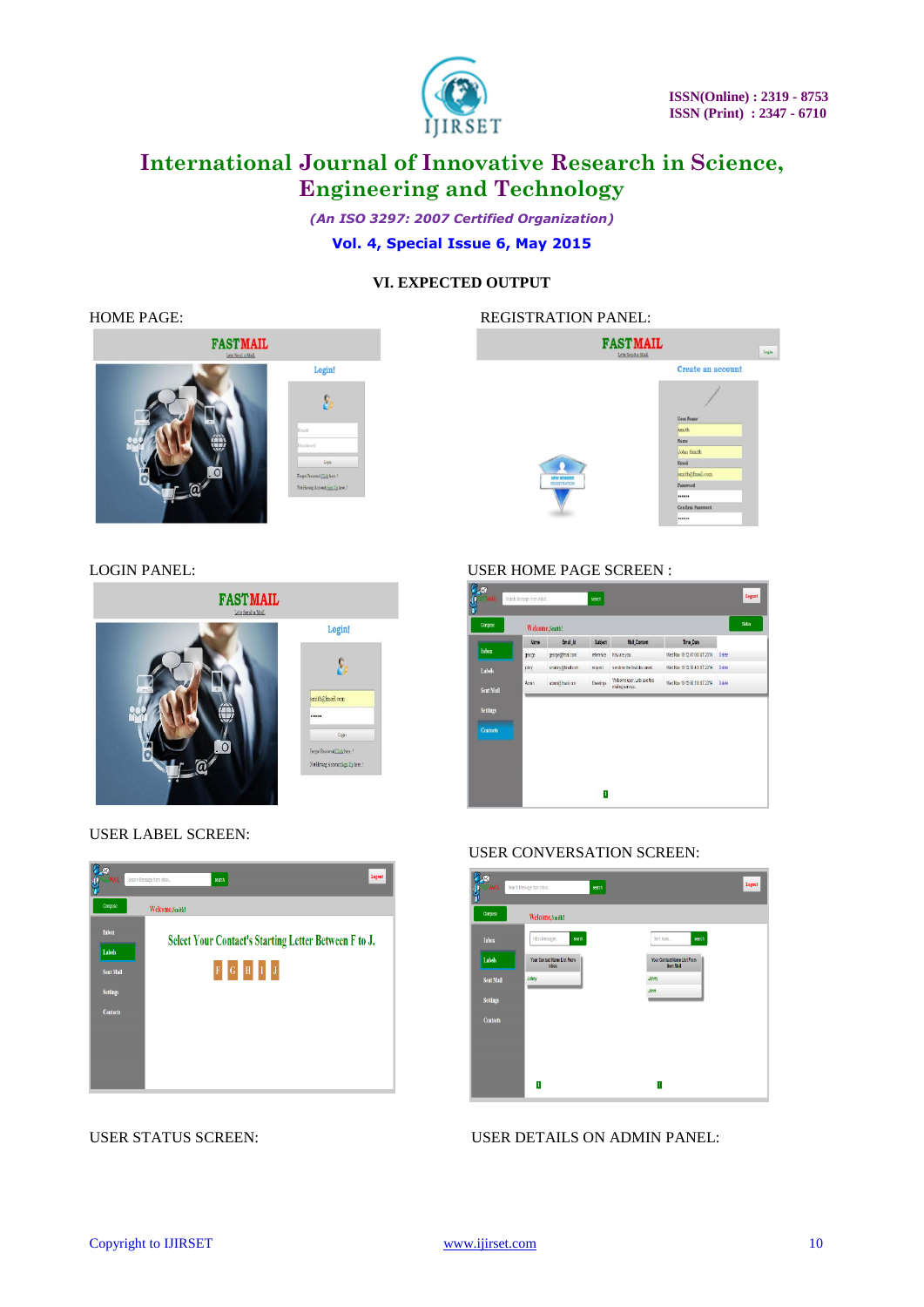### VI. EXPECTED OUTPUT

HOME PAGE:

REGISTRATION PANEL:

LOGIN PANEL:

USER HOME PAGE SCREEN :

USER LABEL SCREEN:

USER CONVERSATION SCREEN:

USER STATUS SCREEN:

USER DETAILS ON ADMIN PANEL: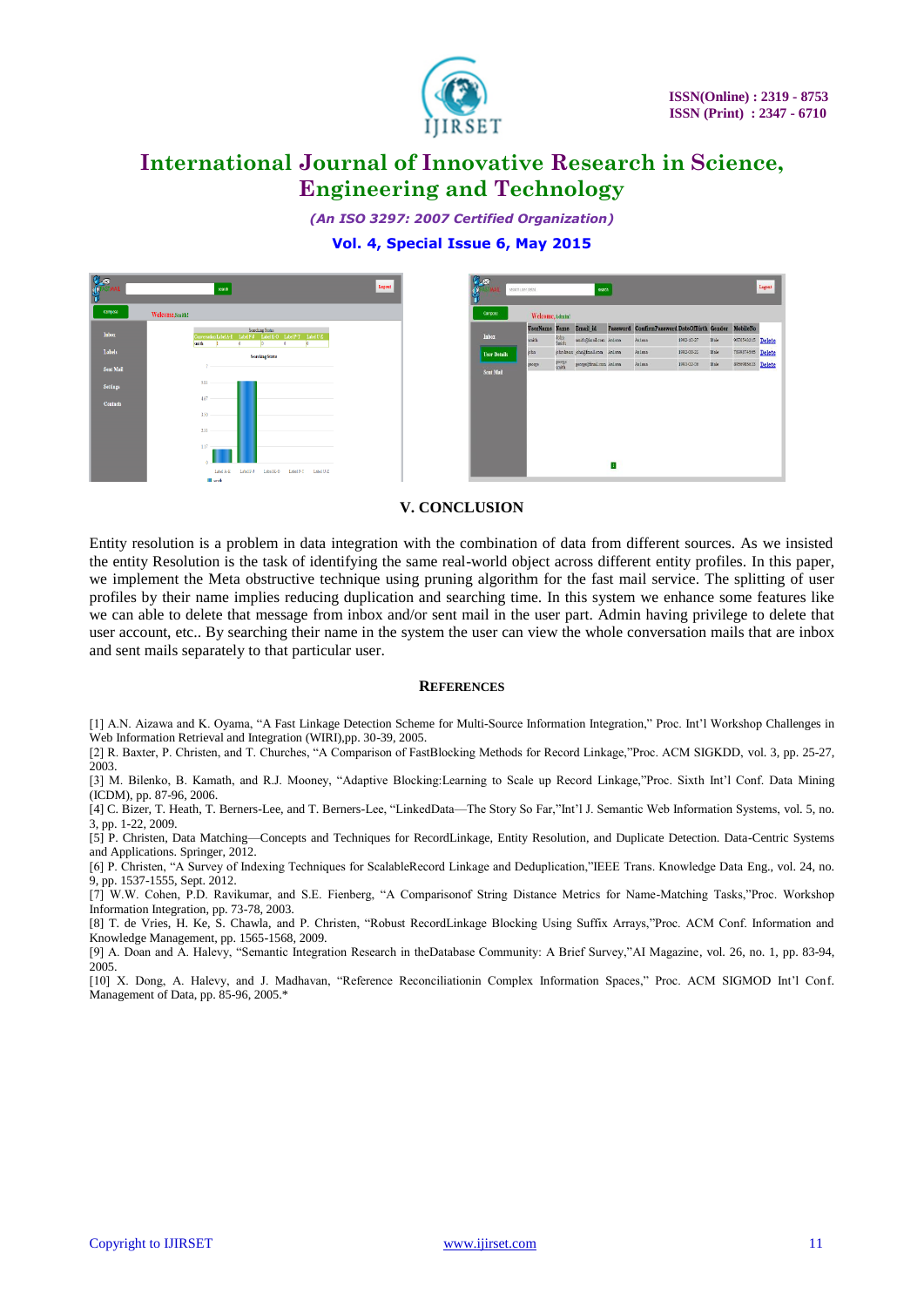## V. CONCLUSION

Entity resolution is a problem in data integration with the combination of data from different sources. As we insisted the entity Resolution is the task of identifying the same real-world object across different entity profiles. In this paper, we implement the Meta obstructive technique using pruning algorithm for the fast mail service. The splitting of user profiles by their name implies reducing duplication and searching time. In this system we enhance some features like we can able to delete that message from inbox and/or sent mail in the user part. Admin having privilege to delete that user account, etc.. By searching their name in the system the user can view the whole conversation mails that are inbox and sent mails separately to that particular user.

## REFERENCES

[1] A.N. Aizawa and K. Oyama, "A Fast Linkage Detection Scheme for Multi-Source Information Integration," Proc. Int'l Workshop Challenges in Web Information Retrieval and Integration (WIRI),pp. 30-39, 2005.

[2] R. Baxter, P. Christen, and T. Churches, "A Comparison of FastBlocking Methods for Record Linkage,"Proc. ACM SIGKDD, vol. 3, pp. 25-27, 2003.

[3] M. Bilenko, B. Kamath, and R.J. Mooney, "Adaptive Blocking:Learning to Scale up Record Linkage,"Proc. Sixth Int'l Conf. Data Mining (ICDM), pp. 87-96, 2006.

[4] C. Bizer, T. Heath, T. Berners-Lee, and T. Berners-Lee, "LinkedData—The Story So Far,"Int'l J. Semantic Web Information Systems, vol. 5, no. 3, pp. 1-22, 2009.

[5] P. Christen, Data Matching—Concepts and Techniques for RecordLinkage, Entity Resolution, and Duplicate Detection. Data-Centric Systems and Applications. Springer, 2012.

[6] P. Christen, "A Survey of Indexing Techniques for ScalableRecord Linkage and Deduplication,"IEEE Trans. Knowledge Data Eng., vol. 24, no. 9, pp. 1537-1555, Sept. 2012.

[7] W.W. Cohen, P.D. Ravikumar, and S.E. Fienberg, "A Comparisonof String Distance Metrics for Name-Matching Tasks,"Proc. Workshop Information Integration, pp. 73-78, 2003.

[8] T. de Vries, H. Ke, S. Chawla, and P. Christen, "Robust RecordLinkage Blocking Using Suffix Arrays,"Proc. ACM Conf. Information and Knowledge Management, pp. 1565-1568, 2009.

[9] A. Doan and A. Halevy, "Semantic Integration Research in theDatabase Community: A Brief Survey,"AI Magazine, vol. 26, no. 1, pp. 83-94, 2005.

[10] X. Dong, A. Halevy, and J. Madhavan, "Reference Reconciliationin Complex Information Spaces," Proc. ACM SIGMOD Int'l Conf. Management of Data, pp. 85-96, 2005.*